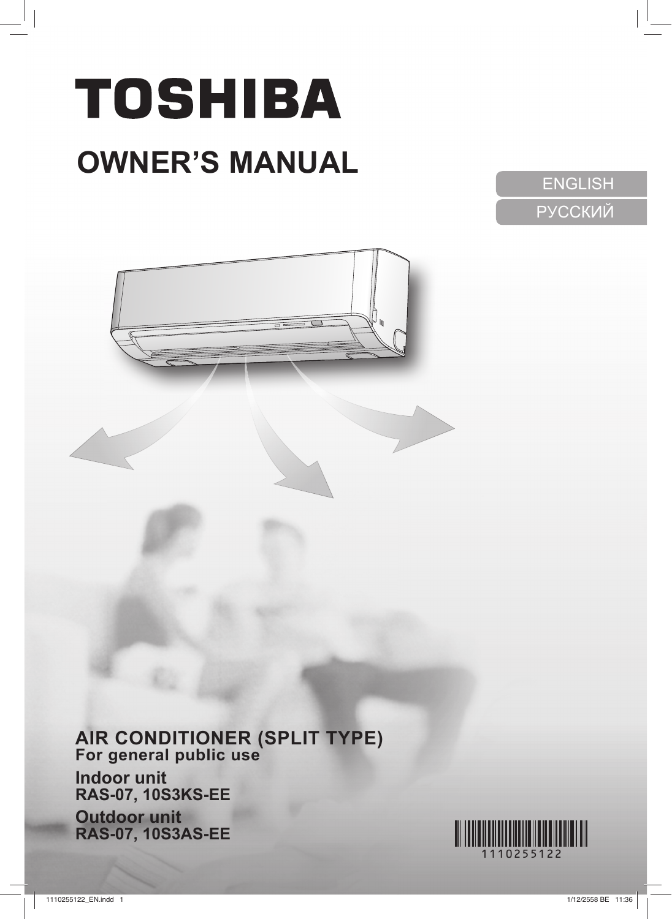# TOSHIBA

## OWNER'S MANUAL

ENGLISH

РУССКИЙ

**AIR CONDITIONER (SPLIT TYPE)**
**For general public use**

**Indoor unit**
**RAS-07, 10S3KS-EE**

**Outdoor unit**
**RAS-07, 10S3AS-EE**

1110255122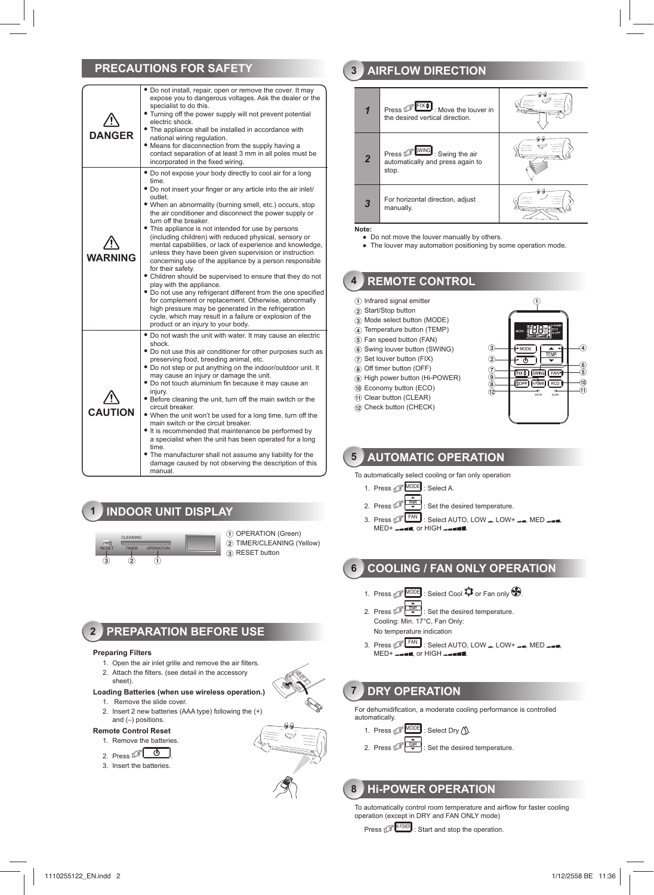## PRECAUTIONS FOR SAFETY

| | |
|---|---|
| ⚠ **DANGER** | • Do not install, repair, open or remove the cover. It may expose you to dangerous voltages. Ask the dealer or the specialist to do this.<br>• Turning off the power supply will not prevent potential electric shock.<br>• The appliance shall be installed in accordance with national wiring regulation.<br>• Means for disconnection from the supply having a contact separation of at least 3 mm in all poles must be incorporated in the fixed wiring. |
| ⚠ **WARNING** | • Do not expose your body directly to cool air for a long time.<br>• Do not insert your finger or any article into the air inlet/outlet.<br>• When an abnormality (burning smell, etc.) occurs, stop the air conditioner and disconnect the power supply or turn off the breaker.<br>• This appliance is not intended for use by persons (including children) with reduced physical, sensory or mental capabilities, or lack of experience and knowledge, unless they have been given supervision or instruction concerning use of the appliance by a person responsible for their safety.<br>• Children should be supervised to ensure that they do not play with the appliance.<br>• Do not use any refrigerant different from the one specified for complement or replacement. Otherwise, abnormally high pressure may be generated in the refrigeration cycle, which may result in a failure or explosion of the product or an injury to your body. |
| ⚠ **CAUTION** | • Do not wash the unit with water. It may cause an electric shock.<br>• Do not use this air conditioner for other purposes such as preserving food, breeding animal, etc.<br>• Do not step or put anything on the indoor/outdoor unit. It may cause an injury or damage the unit.<br>• Do not touch aluminium fin because it may cause an injury.<br>• Before cleaning the unit, turn off the main switch or the circuit breaker.<br>• When the unit won't be used for a long time, turn off the main switch or the circuit breaker.<br>• It is recommended that maintenance be performed by a specialist when the unit has been operated for a long time.<br>• The manufacturer shall not assume any liability for the damage caused by not observing the description of this manual. |

## 1 INDOOR UNIT DISPLAY

① OPERATION (Green)
② TIMER/CLEANING (Yellow)
③ RESET button

## 2 PREPARATION BEFORE USE

**Preparing Filters**

1. Open the air inlet grille and remove the air filters.
2. Attach the filters. (see detail in the accessory sheet).

**Loading Batteries (when use wireless operation.)**

1. Remove the slide cover.
2. Insert 2 new batteries (AAA type) following the (+) and (–) positions.

**Remote Control Reset**

1. Remove the batteries.
2. Press ⏻.
3. Insert the batteries.

## 3 AIRFLOW DIRECTION

| | | |
|---|---|---|
| **1** | Press FIX : Move the louver in the desired vertical direction. | |
| **2** | Press SWING : Swing the air automatically and press again to stop. | |
| **3** | For horizontal direction, adjust manually. | |

**Note:**

- Do not move the louver manually by others.
- The louver may automation positioning by some operation mode.

## 4 REMOTE CONTROL

① Infrared signal emitter
② Start/Stop button
③ Mode select button (MODE)
④ Temperature button (TEMP)
⑤ Fan speed button (FAN)
⑥ Swing louver button (SWING)
⑦ Set louver button (FIX)
⑧ Off timer button (OFF)
⑨ High power button (Hi-POWER)
⑩ Economy button (ECO)
⑪ Clear button (CLEAR)
⑫ Check button (CHECK)

## 5 AUTOMATIC OPERATION

To automatically select cooling or fan only operation

1. Press MODE : Select A.
2. Press TEMP : Set the desired temperature.
3. Press FAN : Select AUTO, LOW, LOW+, MED, MED+, or HIGH.

## 6 COOLING / FAN ONLY OPERATION

1. Press MODE : Select Cool or Fan only.
2. Press TEMP : Set the desired temperature.
   Cooling: Min. 17°C, Fan Only:
   No temperature indication
3. Press FAN : Select AUTO, LOW, LOW+, MED, MED+, or HIGH.

## 7 DRY OPERATION

For dehumidification, a moderate cooling performance is controlled automatically.

1. Press MODE : Select Dry.
2. Press TEMP : Set the desired temperature.

## 8 Hi-POWER OPERATION

To automatically control room temperature and airflow for faster cooling operation (except in DRY and FAN ONLY mode)

Press Hi POWER : Start and stop the operation.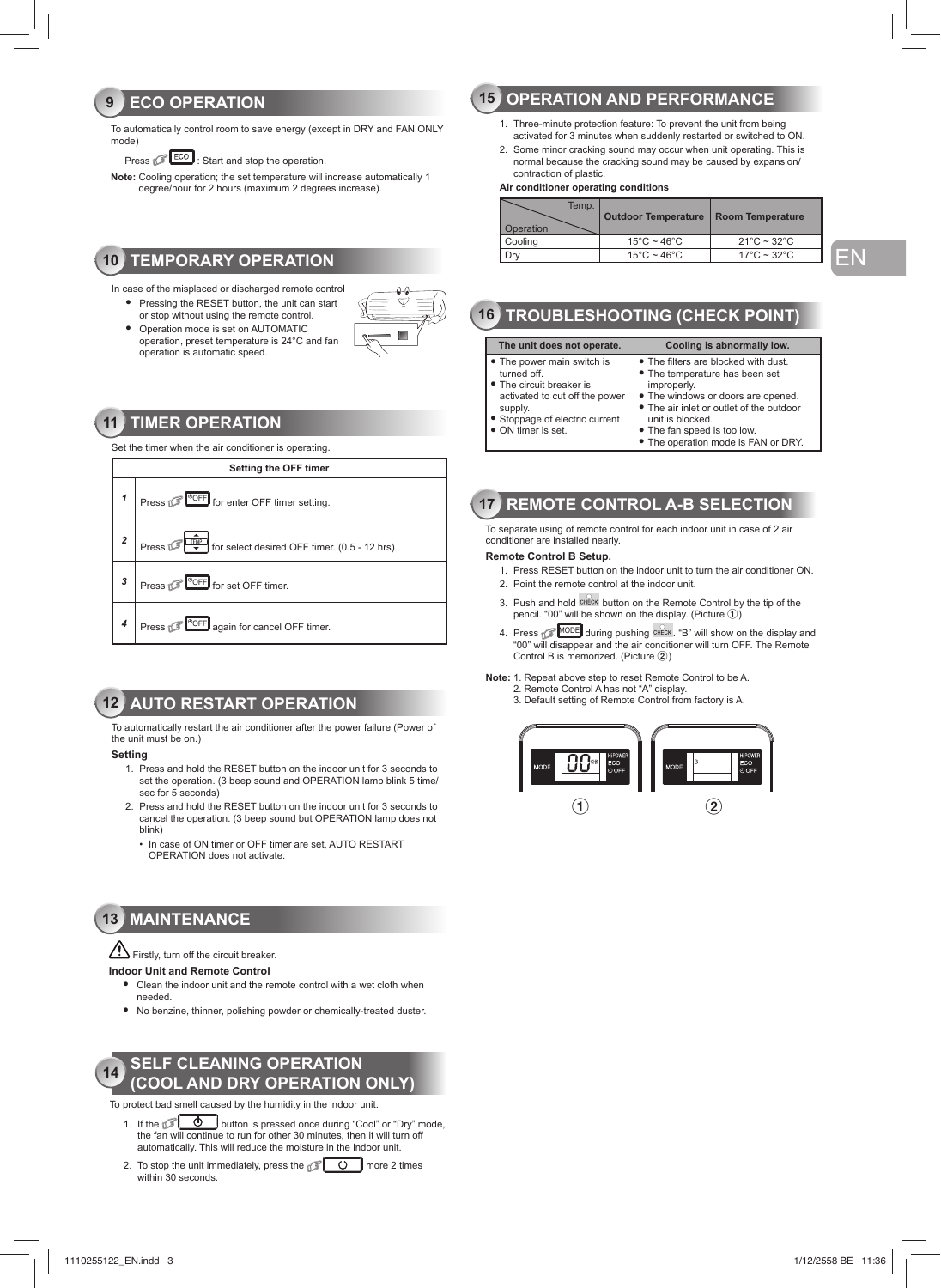## 9 ECO OPERATION

To automatically control room to save energy (except in DRY and FAN ONLY mode)

Press ECO : Start and stop the operation.

**Note:** Cooling operation; the set temperature will increase automatically 1 degree/hour for 2 hours (maximum 2 degrees increase).

## 10 TEMPORARY OPERATION

In case of the misplaced or discharged remote control

- Pressing the RESET button, the unit can start or stop without using the remote control.
- Operation mode is set on AUTOMATIC operation, preset temperature is 24°C and fan operation is automatic speed.

## 11 TIMER OPERATION

Set the timer when the air conditioner is operating.

| | Setting the OFF timer |
|---|---|
| 1 | Press OFF for enter OFF timer setting. |
| 2 | Press TEMP for select desired OFF timer. (0.5 - 12 hrs) |
| 3 | Press OFF for set OFF timer. |
| 4 | Press OFF again for cancel OFF timer. |

## 12 AUTO RESTART OPERATION

To automatically restart the air conditioner after the power failure (Power of the unit must be on.)

**Setting**

1. Press and hold the RESET button on the indoor unit for 3 seconds to set the operation. (3 beep sound and OPERATION lamp blink 5 time/sec for 5 seconds)
2. Press and hold the RESET button on the indoor unit for 3 seconds to cancel the operation. (3 beep sound but OPERATION lamp does not blink)
   - In case of ON timer or OFF timer are set, AUTO RESTART OPERATION does not activate.

## 13 MAINTENANCE

⚠ Firstly, turn off the circuit breaker.

**Indoor Unit and Remote Control**

- Clean the indoor unit and the remote control with a wet cloth when needed.
- No benzine, thinner, polishing powder or chemically-treated duster.

## 14 SELF CLEANING OPERATION (COOL AND DRY OPERATION ONLY)

To protect bad smell caused by the humidity in the indoor unit.

1. If the ⏻ button is pressed once during "Cool" or "Dry" mode, the fan will continue to run for other 30 minutes, then it will turn off automatically. This will reduce the moisture in the indoor unit.
2. To stop the unit immediately, press the ⏻ more 2 times within 30 seconds.

## 15 OPERATION AND PERFORMANCE

1. Three-minute protection feature: To prevent the unit from being activated for 3 minutes when suddenly restarted or switched to ON.
2. Some minor cracking sound may occur when unit operating. This is normal because the cracking sound may be caused by expansion/contraction of plastic.

**Air conditioner operating conditions**

| Temp. / Operation | Outdoor Temperature | Room Temperature |
|---|---|---|
| Cooling | 15°C ~ 46°C | 21°C ~ 32°C |
| Dry | 15°C ~ 46°C | 17°C ~ 32°C |

## 16 TROUBLESHOOTING (CHECK POINT)

| The unit does not operate. | Cooling is abnormally low. |
|---|---|
| • The power main switch is turned off.<br>• The circuit breaker is activated to cut off the power supply.<br>• Stoppage of electric current<br>• ON timer is set. | • The filters are blocked with dust.<br>• The temperature has been set improperly.<br>• The windows or doors are opened.<br>• The air inlet or outlet of the outdoor unit is blocked.<br>• The fan speed is too low.<br>• The operation mode is FAN or DRY. |

## 17 REMOTE CONTROL A-B SELECTION

To separate using of remote control for each indoor unit in case of 2 air conditioner are installed nearly.

**Remote Control B Setup.**

1. Press RESET button on the indoor unit to turn the air conditioner ON.
2. Point the remote control at the indoor unit.
3. Push and hold CHECK button on the Remote Control by the tip of the pencil. "00" will be shown on the display. (Picture ①)
4. Press MODE during pushing CHECK. "B" will show on the display and "00" will disappear and the air conditioner will turn OFF. The Remote Control B is memorized. (Picture ②)

**Note:** 1. Repeat above step to reset Remote Control to be A.
2. Remote Control A has not "A" display.
3. Default setting of Remote Control from factory is A.

① ②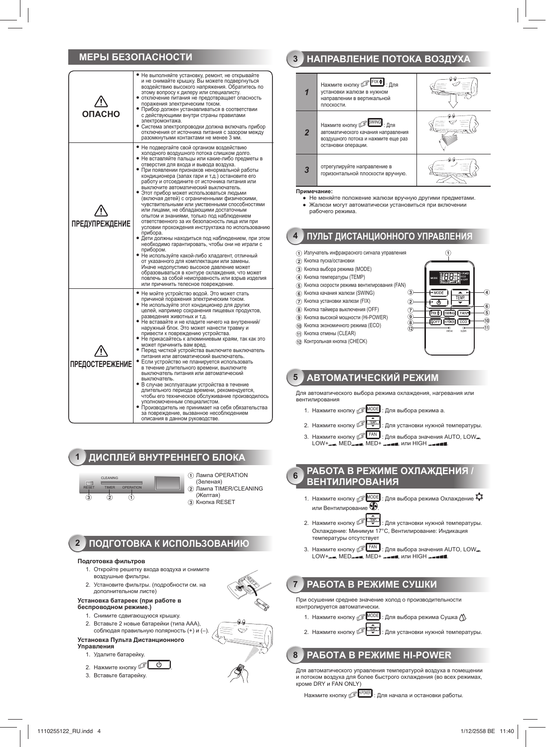## МЕРЫ БЕЗОПАСНОСТИ

| | |
|---|---|
| ⚠ **ОПАСНО** | • Не выполняйте установку, ремонт, не открывайте и не снимайте крышку. Вы можете подвергнуться воздействию высокого напряжения. Обратитесь по этому вопросу к дилеру или специалисту. • отключение питания не предотвращает опасность поражения электрическим током. • Прибор должен устанавливаться в соответствии с действующими внутри страны правилами электромонтажа. • Система электропроводки должна включать прибор отключения от источника питания с зазором между разомкнутыми контактами не менее 3 мм. |
| ⚠ **ПРЕДУПРЕЖДЕНИЕ** | • Не подвергайте свой организм воздействию холодного воздушного потока слишком долго. • Не вставляйте пальцы или какие-либо предметы в отверстия для входа и вывода воздуха. • При появлении признаков ненормальной работы кондиционера (запах гари и т.д.) остановите его работу и отсоедините от источника питания или выключите автоматический выключатель. • Этот прибор может использоваться людьми (включая детей) с ограниченными физическими, чувствительными или умственными способностями или лицами, не обладающими достаточным опытом и знаниями, только под наблюдением ответственного за их безопасность лица или при условии прохождения инструктажа по использованию прибора. • Дети должны находиться под наблюдением, при этом необходимо гарантировать, чтобы они не играли с прибором. • Не используйте какой-либо хладагент, отличный от указанного для комплектации или замены. Иначе недопустимо высокое давление может образовываться в контуре охлаждения, что может повлечь за собой неисправность или взрыв изделия или причинить телесное повреждение. |
| ⚠ **ПРЕДОСТЕРЕЖЕНИЕ** | • Не мойте устройство водой. Это может стать причиной поражения электрическим током. • Не используйте этот кондиционер для других целей, например сохранения пищевых продуктов, разведения животных и т.д. • Не вставляйте и не кладите ничего на внутренний/наружный блок. Это может нанести травму и привести к повреждению устройства. • Не прикасайтесь к алюминиевым краям, так как это может причинить вам вред. • Перед чисткой устройства выключите выключатель питания или автоматический выключатель. • Если устройство не планируется использовать в течение длительного времени, выключите выключатель питания или автоматический выключатель. • В случае эксплуатации устройства в течение длительного периода времени, рекомендуется, чтобы его техническое обслуживание производилось уполномоченным специалистом. • Производитель не принимает на себя обязательства за повреждение, вызванное несоблюдением описания в данном руководстве. |

## 1 ДИСПЛЕЙ ВНУТРЕННЕГО БЛОКА

CLEANING
RESET TIMER OPERATION

① Лампа OPERATION (Зеленая)
② Лампа TIMER/CLEANING (Желтая)
③ Кнопка RESET

## 2 ПОДГОТОВКА К ИСПОЛЬЗОВАНИЮ

**Подготовка фильтров**

1. Откройте решетку входа воздуха и снимите воздушные фильтры.
2. Установите фильтры. (подробности см. на дополнительном листе)

**Установка батареек (при работе в беспроводном режиме.)**

1. Снимите сдвигающуюся крышку.
2. Вставьте 2 новые батарейки (типа ААА), соблюдая правильную полярность (+) и (–).

**Установка Пульта Дистанционного Управления**

1. Удалите батарейку.
2. Нажмите кнопку ⏻.
3. Вставьте батарейку.

## 3 НАПРАВЛЕНИЕ ПОТОКА ВОЗДУХА

| | |
|---|---|
| **1** | Нажмите кнопку FIX : Для установки жалюзи в нужном направлении в вертикальной плоскости. |
| **2** | Нажмите кнопку SWING : Для автоматического качания направления воздушного потока и нажмите еще раз для остановки операции. |
| **3** | отрегулируйте направление в горизонтальной плоскости вручную. |

**Примечание:**

- Не меняйте положение жалюзи вручную другими предметами.
- Жалюзи могут автоматически установиться при включении рабочего режима.

## 4 ПУЛЬТ ДИСТАНЦИОННОГО УПРАВЛЕНИЯ

① Излучатель инфракрасного сигнала управления
② Кнопка пуска/остановки
③ Кнопка выбора режима (MODE)
④ Кнопка температуры (TEMP)
⑤ Кнопка скорости режима вентилирования (FAN)
⑥ Кнопка качания жалюзи (SWING)
⑦ Кнопка установки жалюзи (FIX)
⑧ Кнопка таймера выключения (OFF)
⑨ Кнопка высокой мощности (Hi-POWER)
⑩ Кнопка экономичного режима (ECO)
⑪ Кнопка отмены (CLEAR)
⑫ Контрольная кнопка (CHECK)

## 5 АВТОМАТИЧЕСКИЙ РЕЖИМ

Для автоматического выбора режима охлаждения, нагревания или вентилирования

1. Нажмите кнопку MODE : Для выбора режима a.
2. Нажмите кнопку TEMP : Для установки нужной температуры.
3. Нажмите кнопку FAN : Для выбора значения AUTO, LOW, LOW+, MED, MED+, или HIGH.

## 6 РАБОТА В РЕЖИМЕ ОХЛАЖДЕНИЯ / ВЕНТИЛИРОВАНИЯ

1. Нажмите кнопку MODE : Для выбора режима Охлаждение или Вентилирование.
2. Нажмите кнопку TEMP : Для установки нужной температуры. Охлаждение: Минимум 17°C, Вентилирование: Индикация температуры отсутствует
3. Нажмите кнопку FAN : Для выбора значения AUTO, LOW, LOW+, MED, MED+, или HIGH.

## 7 РАБОТА В РЕЖИМЕ СУШКИ

При осушении среднее значение холод о производительности контролируется автоматически.

1. Нажмите кнопку MODE : Для выбора режима Сушка.
2. Нажмите кнопку TEMP : Для установки нужной температуры.

## 8 РАБОТА В РЕЖИМЕ HI-POWER

Для автоматического управления температурой воздуха в помещении и потоком воздуха для более быстрого охлаждения (во всех режимах, кроме DRY и FAN ONLY)

Нажмите кнопку Hi-POWER : Для начала и остановки работы.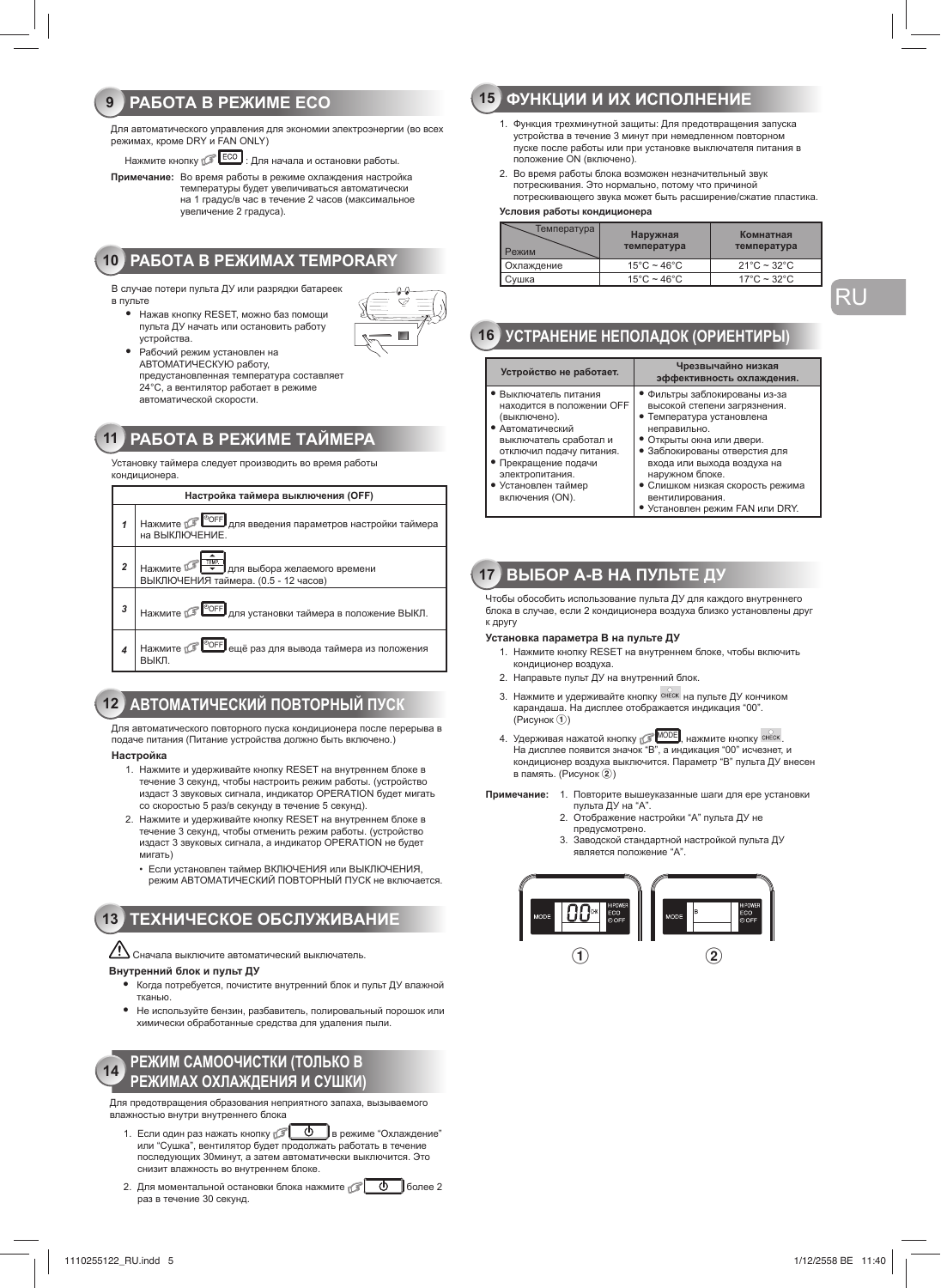## 9 РАБОТА В РЕЖИМЕ ECO

Для автоматического управления для экономии электроэнергии (во всех режимах, кроме DRY и FAN ONLY)

Нажмите кнопку ECO : Для начала и остановки работы.

**Примечание:** Во время работы в режиме охлаждения настройка температуры будет увеличиваться автоматически на 1 градус/в час в течение 2 часов (максимальное увеличение 2 градуса).

## 10 РАБОТА В РЕЖИМАХ TEMPORARY

В случае потери пульта ДУ или разрядки батареек в пульте

- Нажав кнопку RESET, можно баз помощи пульта ДУ начать или остановить работу устройства.
- Рабочий режим установлен на АВТОМАТИЧЕСКУЮ работу, предустановленная температура составляет 24°C, а вентилятор работает в режиме автоматической скорости.

## 11 РАБОТА В РЕЖИМЕ ТАЙМЕРА

Установку таймера следует производить во время работы кондиционера.

| Настройка таймера выключения (OFF) | |
|---|---|
| 1 | Нажмите OFF для введения параметров настройки таймера на ВЫКЛЮЧЕНИЕ. |
| 2 | Нажмите для выбора желаемого времени ВЫКЛЮЧЕНИЯ таймера. (0.5 - 12 часов) |
| 3 | Нажмите OFF для установки таймера в положение ВЫКЛ. |
| 4 | Нажмите OFF ещё раз для вывода таймера из положения ВЫКЛ. |

## 12 АВТОМАТИЧЕСКИЙ ПОВТОРНЫЙ ПУСК

Для автоматического повторного пуска кондиционера после перерыва в подаче питания (Питание устройства должно быть включено.)

**Настройка**

1. Нажмите и удерживайте кнопку RESET на внутреннем блоке в течение 3 секунд, чтобы настроить режим работы. (устройство издаст 3 звуковых сигнала, индикатор OPERATION будет мигать со скоростью 5 раз/в секунду в течение 5 секунд).
2. Нажмите и удерживайте кнопку RESET на внутреннем блоке в течение 3 секунд, чтобы отменить режим работы. (устройство издаст 3 звуковых сигнала, а индикатор OPERATION не будет мигать)
   - Если установлен таймер ВКЛЮЧЕНИЯ или ВЫКЛЮЧЕНИЯ, режим АВТОМАТИЧЕСКИЙ ПОВТОРНЫЙ ПУСК не включается.

## 13 ТЕХНИЧЕСКОЕ ОБСЛУЖИВАНИЕ

⚠ Сначала выключите автоматический выключатель.

**Внутренний блок и пульт ДУ**

- Когда потребуется, почистите внутренний блок и пульт ДУ влажной тканью.
- Не используйте бензин, разбавитель, полировальный порошок или химически обработанные средства для удаления пыли.

## 14 РЕЖИМ САМООЧИСТКИ (ТОЛЬКО В РЕЖИМАХ ОХЛАЖДЕНИЯ И СУШКИ)

Для предотвращения образования неприятного запаха, вызываемого влажностью внутри внутреннего блока

1. Если один раз нажать кнопку ⏻ в режиме "Охлаждение" или "Сушка", вентилятор будет продолжать работать в течение последующих 30минут, а затем автоматически выключится. Это снизит влажность во внутреннем блоке.
2. Для моментальной остановки блока нажмите ⏻ более 2 раз в течение 30 секунд.

## 15 ФУНКЦИИ И ИХ ИСПОЛНЕНИЕ

1. Функция трехминутной защиты: Для предотвращения запуска устройства в течение 3 минут при немедленном повторном пуске после работы или при установке выключателя питания в положение ON (включено).
2. Во время работы блока возможен незначительный звук потрескивания. Это нормально, потому что причиной потрескивающего звука может быть расширение/сжатие пластика.

**Условия работы кондиционера**

| Температура / Режим | Наружная температура | Комнатная температура |
|---|---|---|
| Охлаждение | 15°C ~ 46°C | 21°C ~ 32°C |
| Сушка | 15°C ~ 46°C | 17°C ~ 32°C |

## 16 УСТРАНЕНИЕ НЕПОЛАДОК (ОРИЕНТИРЫ)

| Устройство не работает. | Чрезвычайно низкая эффективность охлаждения. |
|---|---|
| • Выключатель питания находится в положении OFF (выключено).<br>• Автоматический выключатель сработал и отключил подачу питания.<br>• Прекращение подачи электропитания.<br>• Установлен таймер включения (ON). | • Фильтры заблокированы из-за высокой степени загрязнения.<br>• Температура установлена неправильно.<br>• Открыты окна или двери.<br>• Заблокированы отверстия для входа или выхода воздуха на наружном блоке.<br>• Слишком низкая скорость режима вентилирования.<br>• Установлен режим FAN или DRY. |

## 17 ВЫБОР A-B НА ПУЛЬТЕ ДУ

Чтобы обособить использование пульта ДУ для каждого внутреннего блока в случае, если 2 кондиционера воздуха близко установлены друг к другу

**Установка параметра B на пульте ДУ**

1. Нажмите кнопку RESET на внутреннем блоке, чтобы включить кондиционер воздуха.
2. Направьте пульт ДУ на внутренний блок.
3. Нажмите и удерживайте кнопку CHECK на пульте ДУ кончиком карандаша. На дисплее отображается индикация "00". (Рисунок ①)
4. Удерживая нажатой кнопку MODE, нажмите кнопку CHECK. На дисплее появится значок "B", а индикация "00" исчезнет, и кондиционер воздуха выключится. Параметр "B" пульта ДУ внесен в память. (Рисунок ②)

**Примечание:**
1. Повторите вышеуказанные шаги для ере установки пульта ДУ на "A".
2. Отображение настройки "A" пульта ДУ не предусмотрено.
3. Заводской стандартной настройкой пульта ДУ является положение "A".

① ②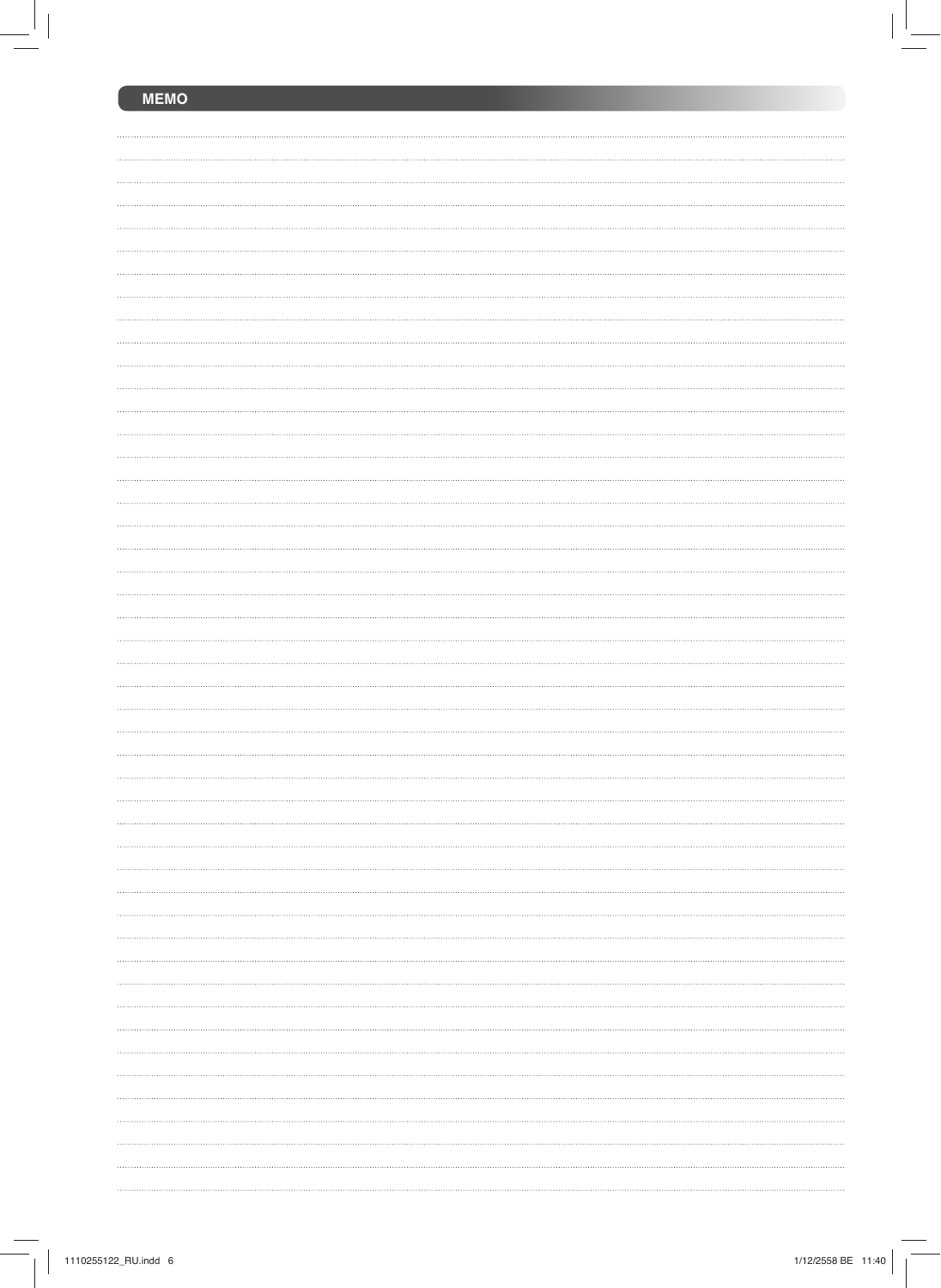## MEMO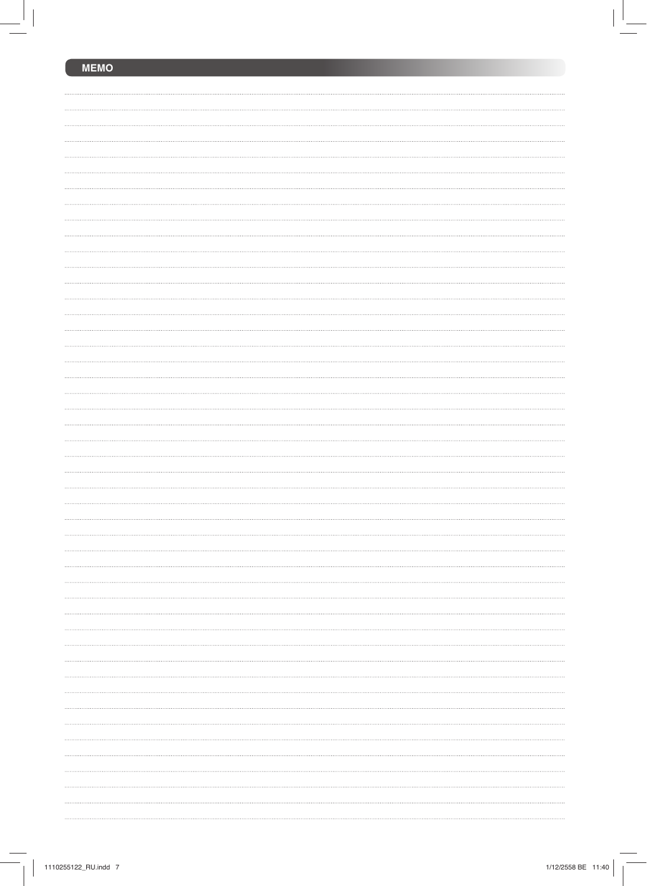## MEMO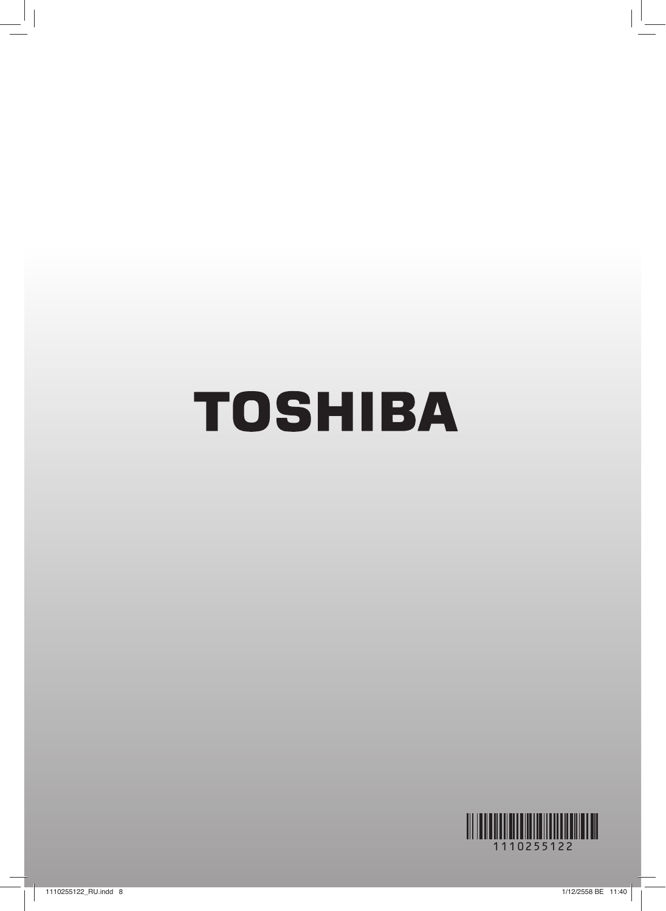TOSHIBA

1110255122